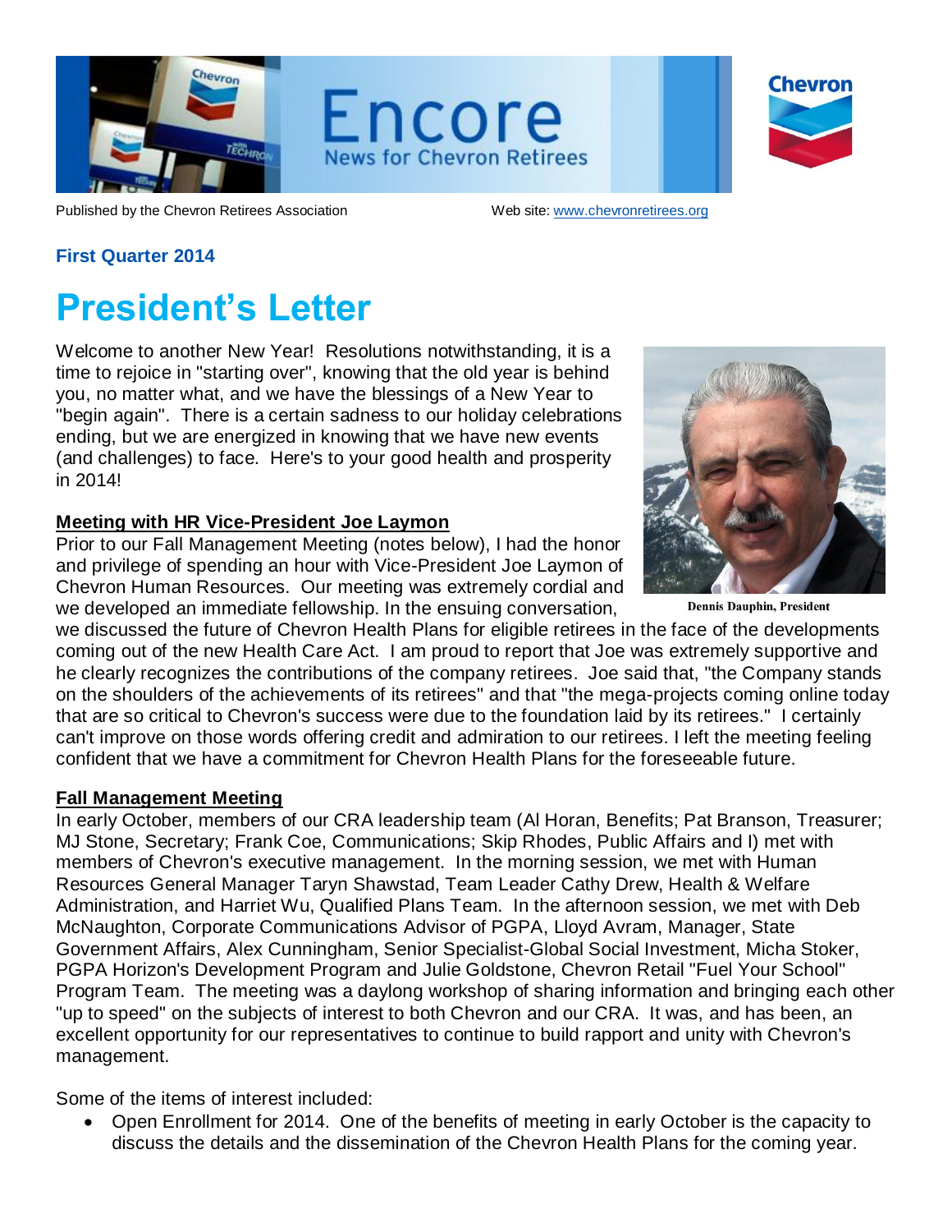# Encore

News for Chevron Retirees

Published by the Chevron Retirees Association Web site: www.chevronretirees.org

**First Quarter 2014**

# President's Letter

Welcome to another New Year! Resolutions notwithstanding, it is a time to rejoice in "starting over", knowing that the old year is behind you, no matter what, and we have the blessings of a New Year to "begin again". There is a certain sadness to our holiday celebrations ending, but we are energized in knowing that we have new events (and challenges) to face. Here's to your good health and prosperity in 2014!

Dennis Dauphin, President

### Meeting with HR Vice-President Joe Laymon

Prior to our Fall Management Meeting (notes below), I had the honor and privilege of spending an hour with Vice-President Joe Laymon of Chevron Human Resources. Our meeting was extremely cordial and we developed an immediate fellowship. In the ensuing conversation, we discussed the future of Chevron Health Plans for eligible retirees in the face of the developments coming out of the new Health Care Act. I am proud to report that Joe was extremely supportive and he clearly recognizes the contributions of the company retirees. Joe said that, "the Company stands on the shoulders of the achievements of its retirees" and that "the mega-projects coming online today that are so critical to Chevron's success were due to the foundation laid by its retirees." I certainly can't improve on those words offering credit and admiration to our retirees. I left the meeting feeling confident that we have a commitment for Chevron Health Plans for the foreseeable future.

### Fall Management Meeting

In early October, members of our CRA leadership team (Al Horan, Benefits; Pat Branson, Treasurer; MJ Stone, Secretary; Frank Coe, Communications; Skip Rhodes, Public Affairs and I) met with members of Chevron's executive management. In the morning session, we met with Human Resources General Manager Taryn Shawstad, Team Leader Cathy Drew, Health & Welfare Administration, and Harriet Wu, Qualified Plans Team. In the afternoon session, we met with Deb McNaughton, Corporate Communications Advisor of PGPA, Lloyd Avram, Manager, State Government Affairs, Alex Cunningham, Senior Specialist-Global Social Investment, Micha Stoker, PGPA Horizon's Development Program and Julie Goldstone, Chevron Retail "Fuel Your School" Program Team. The meeting was a daylong workshop of sharing information and bringing each other "up to speed" on the subjects of interest to both Chevron and our CRA. It was, and has been, an excellent opportunity for our representatives to continue to build rapport and unity with Chevron's management.

Some of the items of interest included:

- Open Enrollment for 2014. One of the benefits of meeting in early October is the capacity to discuss the details and the dissemination of the Chevron Health Plans for the coming year.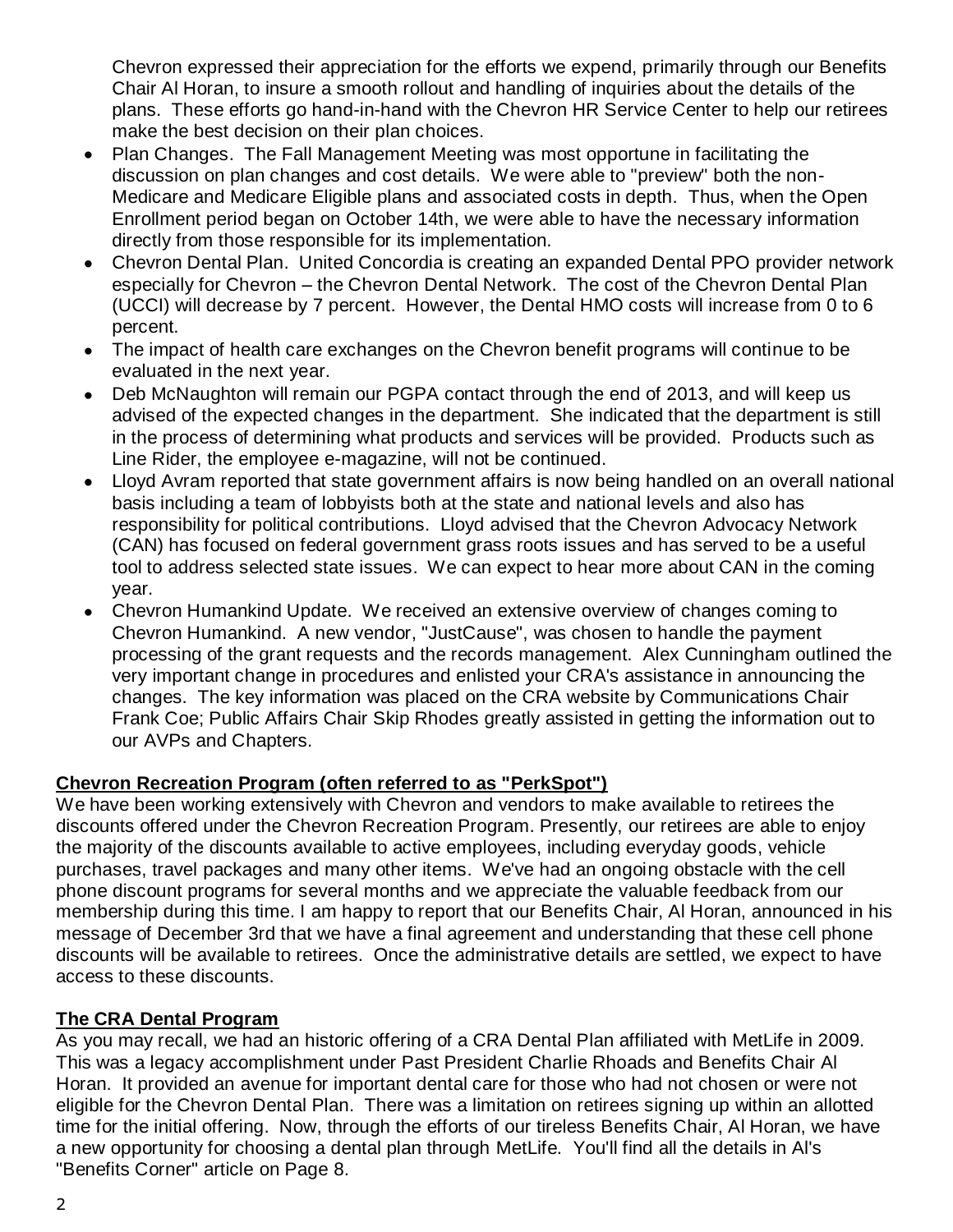Chevron expressed their appreciation for the efforts we expend, primarily through our Benefits Chair Al Horan, to insure a smooth rollout and handling of inquiries about the details of the plans. These efforts go hand-in-hand with the Chevron HR Service Center to help our retirees make the best decision on their plan choices.

- Plan Changes. The Fall Management Meeting was most opportune in facilitating the discussion on plan changes and cost details. We were able to "preview" both the non-Medicare and Medicare Eligible plans and associated costs in depth. Thus, when the Open Enrollment period began on October 14th, we were able to have the necessary information directly from those responsible for its implementation.
- Chevron Dental Plan. United Concordia is creating an expanded Dental PPO provider network especially for Chevron – the Chevron Dental Network. The cost of the Chevron Dental Plan (UCCI) will decrease by 7 percent. However, the Dental HMO costs will increase from 0 to 6 percent.
- The impact of health care exchanges on the Chevron benefit programs will continue to be evaluated in the next year.
- Deb McNaughton will remain our PGPA contact through the end of 2013, and will keep us advised of the expected changes in the department. She indicated that the department is still in the process of determining what products and services will be provided. Products such as Line Rider, the employee e-magazine, will not be continued.
- Lloyd Avram reported that state government affairs is now being handled on an overall national basis including a team of lobbyists both at the state and national levels and also has responsibility for political contributions. Lloyd advised that the Chevron Advocacy Network (CAN) has focused on federal government grass roots issues and has served to be a useful tool to address selected state issues. We can expect to hear more about CAN in the coming year.
- Chevron Humankind Update. We received an extensive overview of changes coming to Chevron Humankind. A new vendor, "JustCause", was chosen to handle the payment processing of the grant requests and the records management. Alex Cunningham outlined the very important change in procedures and enlisted your CRA's assistance in announcing the changes. The key information was placed on the CRA website by Communications Chair Frank Coe; Public Affairs Chair Skip Rhodes greatly assisted in getting the information out to our AVPs and Chapters.

**Chevron Recreation Program (often referred to as "PerkSpot")**

We have been working extensively with Chevron and vendors to make available to retirees the discounts offered under the Chevron Recreation Program. Presently, our retirees are able to enjoy the majority of the discounts available to active employees, including everyday goods, vehicle purchases, travel packages and many other items. We've had an ongoing obstacle with the cell phone discount programs for several months and we appreciate the valuable feedback from our membership during this time. I am happy to report that our Benefits Chair, Al Horan, announced in his message of December 3rd that we have a final agreement and understanding that these cell phone discounts will be available to retirees. Once the administrative details are settled, we expect to have access to these discounts.

**The CRA Dental Program**

As you may recall, we had an historic offering of a CRA Dental Plan affiliated with MetLife in 2009. This was a legacy accomplishment under Past President Charlie Rhoads and Benefits Chair Al Horan. It provided an avenue for important dental care for those who had not chosen or were not eligible for the Chevron Dental Plan. There was a limitation on retirees signing up within an allotted time for the initial offering. Now, through the efforts of our tireless Benefits Chair, Al Horan, we have a new opportunity for choosing a dental plan through MetLife. You'll find all the details in Al's "Benefits Corner" article on Page 8.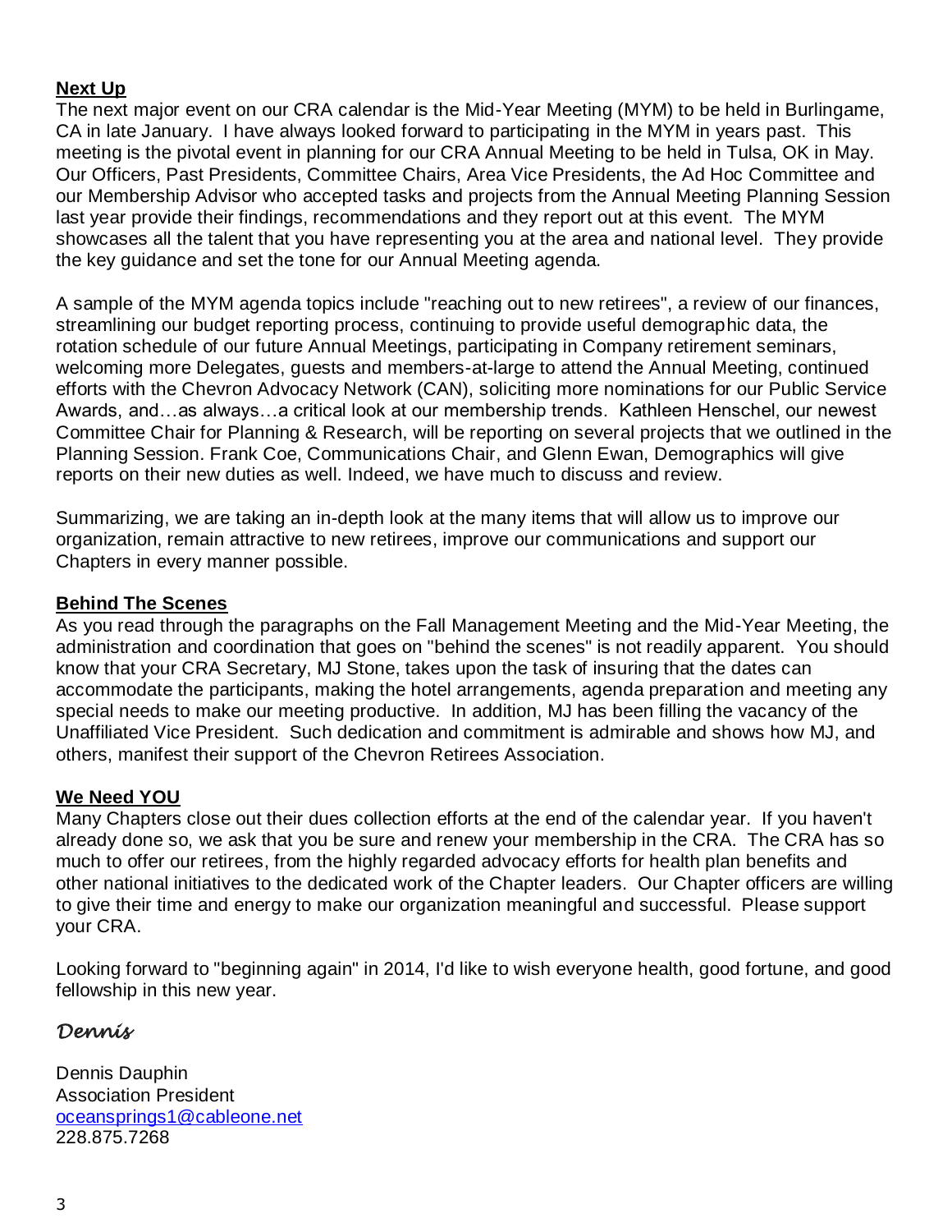**Next Up**

The next major event on our CRA calendar is the Mid-Year Meeting (MYM) to be held in Burlingame, CA in late January. I have always looked forward to participating in the MYM in years past. This meeting is the pivotal event in planning for our CRA Annual Meeting to be held in Tulsa, OK in May. Our Officers, Past Presidents, Committee Chairs, Area Vice Presidents, the Ad Hoc Committee and our Membership Advisor who accepted tasks and projects from the Annual Meeting Planning Session last year provide their findings, recommendations and they report out at this event. The MYM showcases all the talent that you have representing you at the area and national level. They provide the key guidance and set the tone for our Annual Meeting agenda.

A sample of the MYM agenda topics include "reaching out to new retirees", a review of our finances, streamlining our budget reporting process, continuing to provide useful demographic data, the rotation schedule of our future Annual Meetings, participating in Company retirement seminars, welcoming more Delegates, guests and members-at-large to attend the Annual Meeting, continued efforts with the Chevron Advocacy Network (CAN), soliciting more nominations for our Public Service Awards, and…as always…a critical look at our membership trends. Kathleen Henschel, our newest Committee Chair for Planning & Research, will be reporting on several projects that we outlined in the Planning Session. Frank Coe, Communications Chair, and Glenn Ewan, Demographics will give reports on their new duties as well. Indeed, we have much to discuss and review.

Summarizing, we are taking an in-depth look at the many items that will allow us to improve our organization, remain attractive to new retirees, improve our communications and support our Chapters in every manner possible.

**Behind The Scenes**

As you read through the paragraphs on the Fall Management Meeting and the Mid-Year Meeting, the administration and coordination that goes on "behind the scenes" is not readily apparent. You should know that your CRA Secretary, MJ Stone, takes upon the task of insuring that the dates can accommodate the participants, making the hotel arrangements, agenda preparation and meeting any special needs to make our meeting productive. In addition, MJ has been filling the vacancy of the Unaffiliated Vice President. Such dedication and commitment is admirable and shows how MJ, and others, manifest their support of the Chevron Retirees Association.

**We Need YOU**

Many Chapters close out their dues collection efforts at the end of the calendar year. If you haven't already done so, we ask that you be sure and renew your membership in the CRA. The CRA has so much to offer our retirees, from the highly regarded advocacy efforts for health plan benefits and other national initiatives to the dedicated work of the Chapter leaders. Our Chapter officers are willing to give their time and energy to make our organization meaningful and successful. Please support your CRA.

Looking forward to "beginning again" in 2014, I'd like to wish everyone health, good fortune, and good fellowship in this new year.

*Dennis*

Dennis Dauphin
Association President
oceansprings1@cableone.net
228.875.7268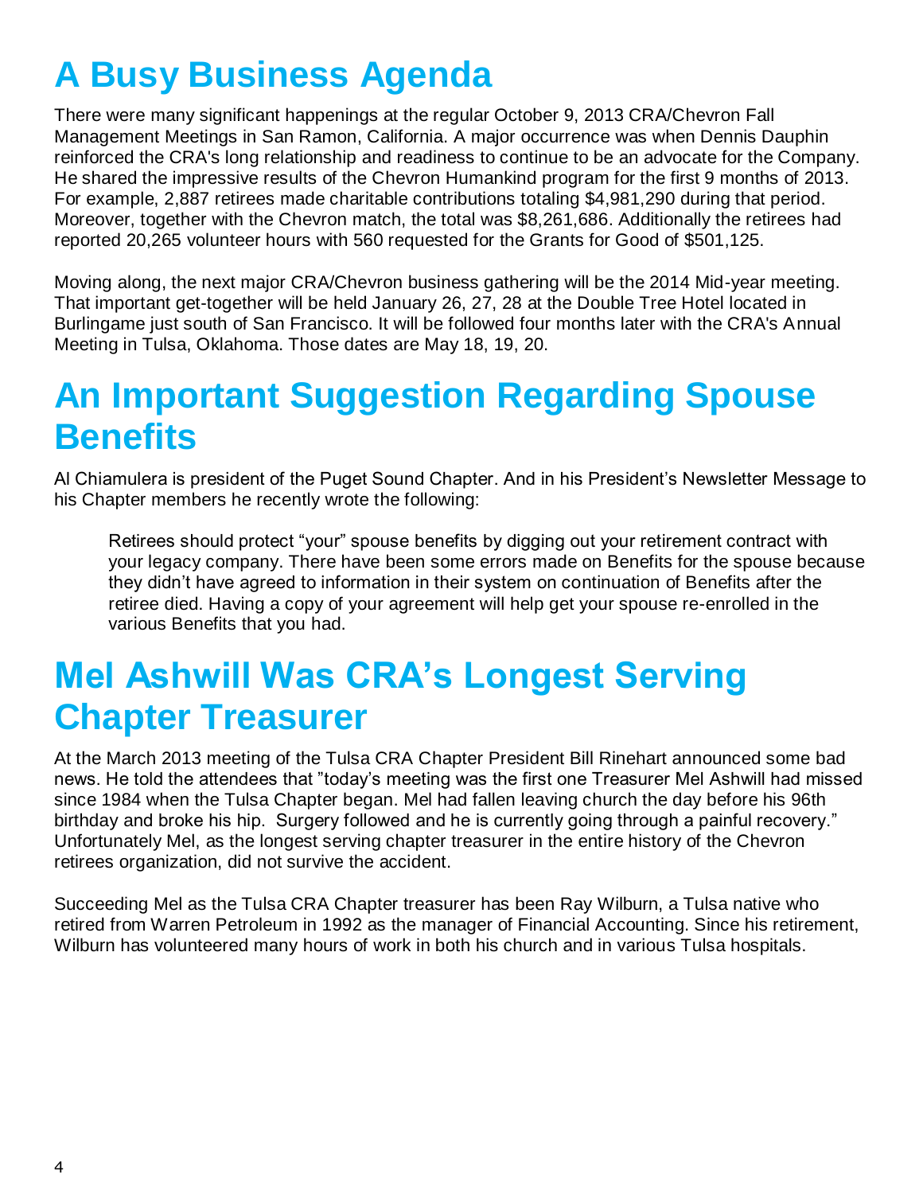# A Busy Business Agenda

There were many significant happenings at the regular October 9, 2013 CRA/Chevron Fall Management Meetings in San Ramon, California. A major occurrence was when Dennis Dauphin reinforced the CRA's long relationship and readiness to continue to be an advocate for the Company. He shared the impressive results of the Chevron Humankind program for the first 9 months of 2013. For example, 2,887 retirees made charitable contributions totaling $4,981,290 during that period. Moreover, together with the Chevron match, the total was $8,261,686. Additionally the retirees had reported 20,265 volunteer hours with 560 requested for the Grants for Good of $501,125.

Moving along, the next major CRA/Chevron business gathering will be the 2014 Mid-year meeting. That important get-together will be held January 26, 27, 28 at the Double Tree Hotel located in Burlingame just south of San Francisco. It will be followed four months later with the CRA's Annual Meeting in Tulsa, Oklahoma. Those dates are May 18, 19, 20.

# An Important Suggestion Regarding Spouse Benefits

Al Chiamulera is president of the Puget Sound Chapter. And in his President's Newsletter Message to his Chapter members he recently wrote the following:

> Retirees should protect "your" spouse benefits by digging out your retirement contract with your legacy company. There have been some errors made on Benefits for the spouse because they didn't have agreed to information in their system on continuation of Benefits after the retiree died. Having a copy of your agreement will help get your spouse re-enrolled in the various Benefits that you had.

# Mel Ashwill Was CRA's Longest Serving Chapter Treasurer

At the March 2013 meeting of the Tulsa CRA Chapter President Bill Rinehart announced some bad news. He told the attendees that "today's meeting was the first one Treasurer Mel Ashwill had missed since 1984 when the Tulsa Chapter began. Mel had fallen leaving church the day before his 96th birthday and broke his hip. Surgery followed and he is currently going through a painful recovery." Unfortunately Mel, as the longest serving chapter treasurer in the entire history of the Chevron retirees organization, did not survive the accident.

Succeeding Mel as the Tulsa CRA Chapter treasurer has been Ray Wilburn, a Tulsa native who retired from Warren Petroleum in 1992 as the manager of Financial Accounting. Since his retirement, Wilburn has volunteered many hours of work in both his church and in various Tulsa hospitals.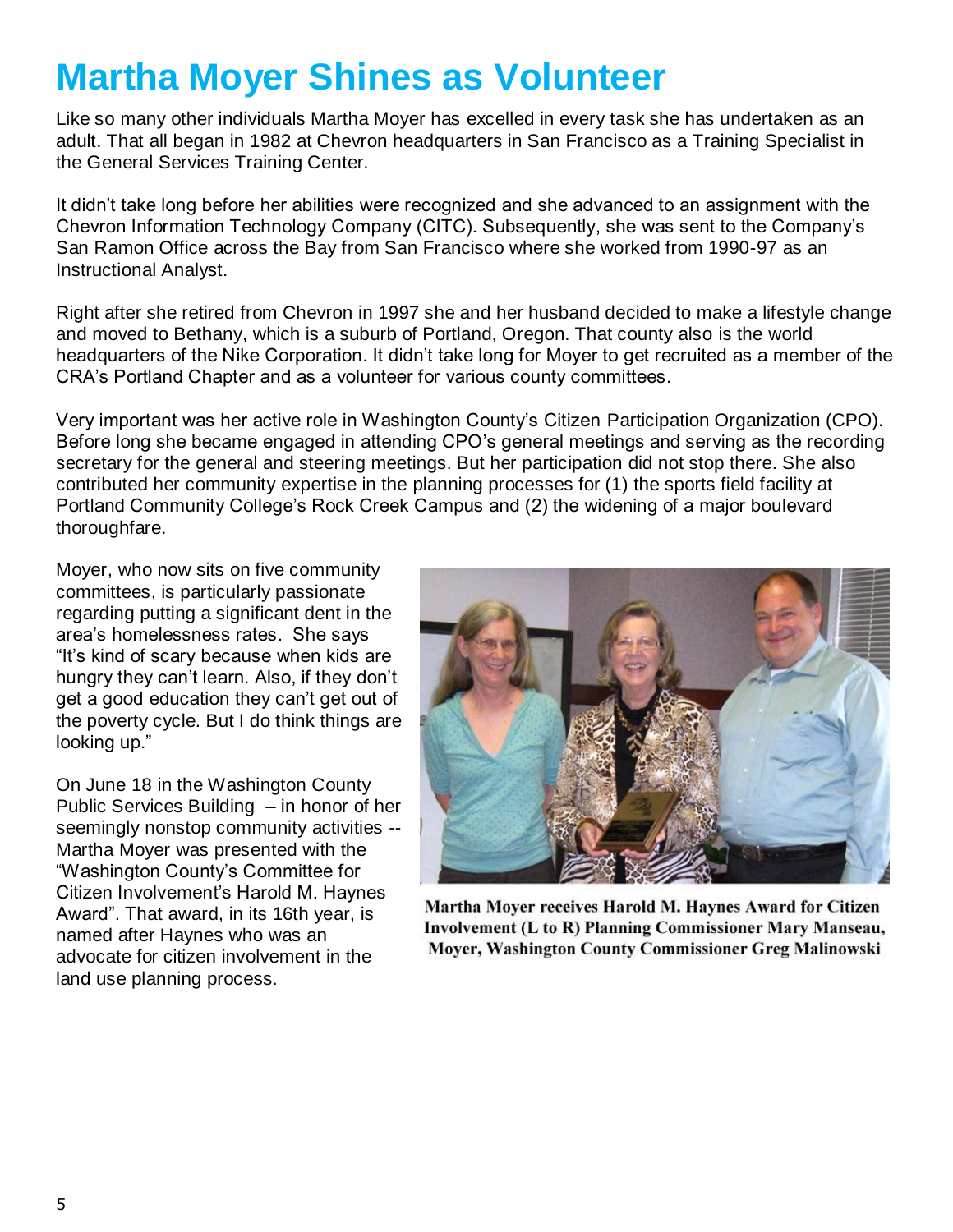# Martha Moyer Shines as Volunteer

Like so many other individuals Martha Moyer has excelled in every task she has undertaken as an adult. That all began in 1982 at Chevron headquarters in San Francisco as a Training Specialist in the General Services Training Center.

It didn't take long before her abilities were recognized and she advanced to an assignment with the Chevron Information Technology Company (CITC). Subsequently, she was sent to the Company's San Ramon Office across the Bay from San Francisco where she worked from 1990-97 as an Instructional Analyst.

Right after she retired from Chevron in 1997 she and her husband decided to make a lifestyle change and moved to Bethany, which is a suburb of Portland, Oregon. That county also is the world headquarters of the Nike Corporation. It didn't take long for Moyer to get recruited as a member of the CRA's Portland Chapter and as a volunteer for various county committees.

Very important was her active role in Washington County's Citizen Participation Organization (CPO). Before long she became engaged in attending CPO's general meetings and serving as the recording secretary for the general and steering meetings. But her participation did not stop there. She also contributed her community expertise in the planning processes for (1) the sports field facility at Portland Community College's Rock Creek Campus and (2) the widening of a major boulevard thoroughfare.

Moyer, who now sits on five community committees, is particularly passionate regarding putting a significant dent in the area's homelessness rates. She says "It's kind of scary because when kids are hungry they can't learn. Also, if they don't get a good education they can't get out of the poverty cycle. But I do think things are looking up."

On June 18 in the Washington County Public Services Building – in honor of her seemingly nonstop community activities -- Martha Moyer was presented with the "Washington County's Committee for Citizen Involvement's Harold M. Haynes Award". That award, in its 16th year, is named after Haynes who was an advocate for citizen involvement in the land use planning process.

**Martha Moyer receives Harold M. Haynes Award for Citizen Involvement (L to R) Planning Commissioner Mary Manseau, Moyer, Washington County Commissioner Greg Malinowski**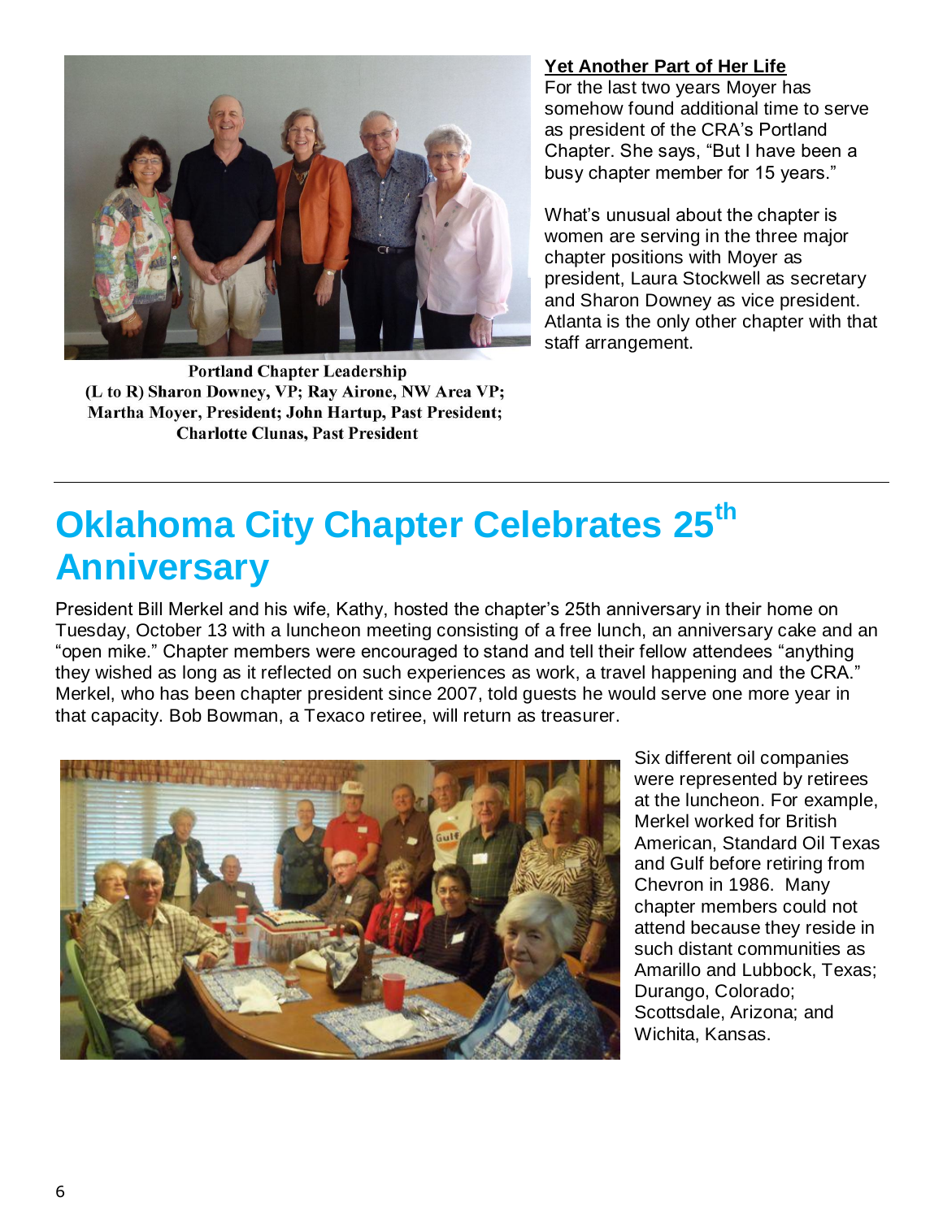Portland Chapter Leadership
(L to R) Sharon Downey, VP; Ray Airone, NW Area VP; Martha Moyer, President; John Hartup, Past President; Charlotte Clunas, Past President

**Yet Another Part of Her Life**

For the last two years Moyer has somehow found additional time to serve as president of the CRA's Portland Chapter. She says, "But I have been a busy chapter member for 15 years."

What's unusual about the chapter is women are serving in the three major chapter positions with Moyer as president, Laura Stockwell as secretary and Sharon Downey as vice president. Atlanta is the only other chapter with that staff arrangement.

---

# Oklahoma City Chapter Celebrates 25th Anniversary

President Bill Merkel and his wife, Kathy, hosted the chapter's 25th anniversary in their home on Tuesday, October 13 with a luncheon meeting consisting of a free lunch, an anniversary cake and an "open mike." Chapter members were encouraged to stand and tell their fellow attendees "anything they wished as long as it reflected on such experiences as work, a travel happening and the CRA." Merkel, who has been chapter president since 2007, told guests he would serve one more year in that capacity. Bob Bowman, a Texaco retiree, will return as treasurer.

Six different oil companies were represented by retirees at the luncheon. For example, Merkel worked for British American, Standard Oil Texas and Gulf before retiring from Chevron in 1986. Many chapter members could not attend because they reside in such distant communities as Amarillo and Lubbock, Texas; Durango, Colorado; Scottsdale, Arizona; and Wichita, Kansas.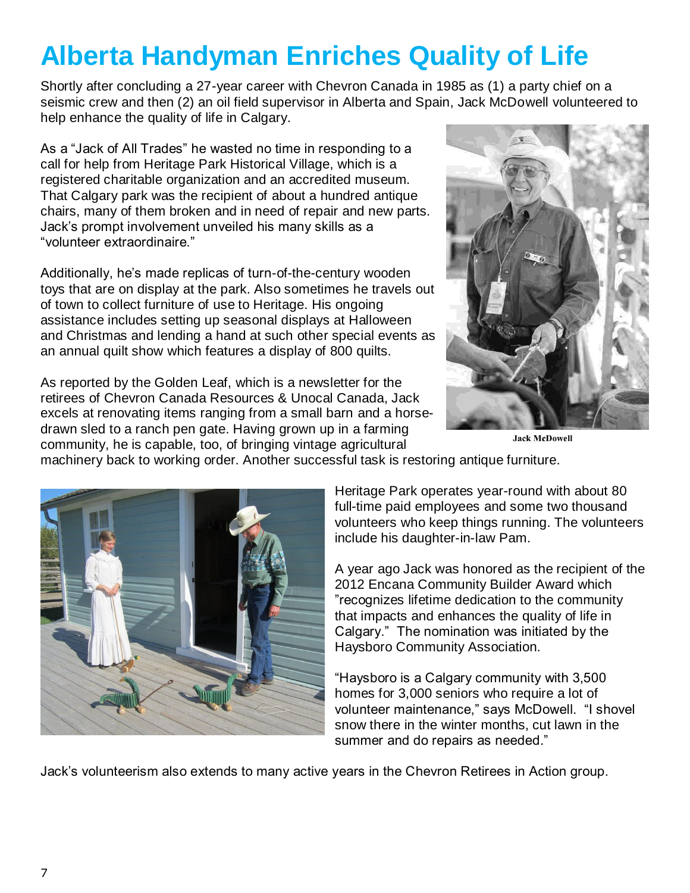# Alberta Handyman Enriches Quality of Life

Shortly after concluding a 27-year career with Chevron Canada in 1985 as (1) a party chief on a seismic crew and then (2) an oil field supervisor in Alberta and Spain, Jack McDowell volunteered to help enhance the quality of life in Calgary.

As a "Jack of All Trades" he wasted no time in responding to a call for help from Heritage Park Historical Village, which is a registered charitable organization and an accredited museum. That Calgary park was the recipient of about a hundred antique chairs, many of them broken and in need of repair and new parts. Jack's prompt involvement unveiled his many skills as a "volunteer extraordinaire."

Jack McDowell

Additionally, he's made replicas of turn-of-the-century wooden toys that are on display at the park. Also sometimes he travels out of town to collect furniture of use to Heritage. His ongoing assistance includes setting up seasonal displays at Halloween and Christmas and lending a hand at such other special events as an annual quilt show which features a display of 800 quilts.

As reported by the Golden Leaf, which is a newsletter for the retirees of Chevron Canada Resources & Unocal Canada, Jack excels at renovating items ranging from a small barn and a horse-drawn sled to a ranch pen gate. Having grown up in a farming community, he is capable, too, of bringing vintage agricultural machinery back to working order. Another successful task is restoring antique furniture.

Heritage Park operates year-round with about 80 full-time paid employees and some two thousand volunteers who keep things running. The volunteers include his daughter-in-law Pam.

A year ago Jack was honored as the recipient of the 2012 Encana Community Builder Award which "recognizes lifetime dedication to the community that impacts and enhances the quality of life in Calgary." The nomination was initiated by the Haysboro Community Association.

"Haysboro is a Calgary community with 3,500 homes for 3,000 seniors who require a lot of volunteer maintenance," says McDowell. "I shovel snow there in the winter months, cut lawn in the summer and do repairs as needed."

Jack's volunteerism also extends to many active years in the Chevron Retirees in Action group.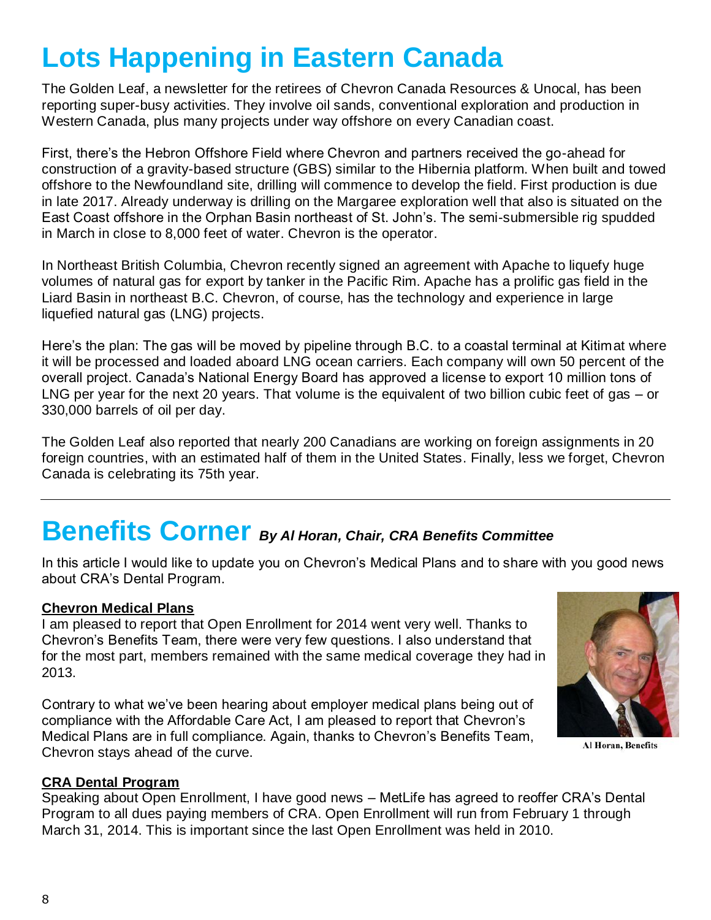# Lots Happening in Eastern Canada

The Golden Leaf, a newsletter for the retirees of Chevron Canada Resources & Unocal, has been reporting super-busy activities. They involve oil sands, conventional exploration and production in Western Canada, plus many projects under way offshore on every Canadian coast.

First, there's the Hebron Offshore Field where Chevron and partners received the go-ahead for construction of a gravity-based structure (GBS) similar to the Hibernia platform. When built and towed offshore to the Newfoundland site, drilling will commence to develop the field. First production is due in late 2017. Already underway is drilling on the Margaree exploration well that also is situated on the East Coast offshore in the Orphan Basin northeast of St. John's. The semi-submersible rig spudded in March in close to 8,000 feet of water. Chevron is the operator.

In Northeast British Columbia, Chevron recently signed an agreement with Apache to liquefy huge volumes of natural gas for export by tanker in the Pacific Rim. Apache has a prolific gas field in the Liard Basin in northeast B.C. Chevron, of course, has the technology and experience in large liquefied natural gas (LNG) projects.

Here's the plan: The gas will be moved by pipeline through B.C. to a coastal terminal at Kitimat where it will be processed and loaded aboard LNG ocean carriers. Each company will own 50 percent of the overall project. Canada's National Energy Board has approved a license to export 10 million tons of LNG per year for the next 20 years. That volume is the equivalent of two billion cubic feet of gas – or 330,000 barrels of oil per day.

The Golden Leaf also reported that nearly 200 Canadians are working on foreign assignments in 20 foreign countries, with an estimated half of them in the United States. Finally, less we forget, Chevron Canada is celebrating its 75th year.

---

# Benefits Corner *By Al Horan, Chair, CRA Benefits Committee*

In this article I would like to update you on Chevron's Medical Plans and to share with you good news about CRA's Dental Program.

**Chevron Medical Plans**

I am pleased to report that Open Enrollment for 2014 went very well. Thanks to Chevron's Benefits Team, there were very few questions. I also understand that for the most part, members remained with the same medical coverage they had in 2013.

Contrary to what we've been hearing about employer medical plans being out of compliance with the Affordable Care Act, I am pleased to report that Chevron's Medical Plans are in full compliance. Again, thanks to Chevron's Benefits Team, Chevron stays ahead of the curve.

Al Horan, Benefits

**CRA Dental Program**

Speaking about Open Enrollment, I have good news – MetLife has agreed to reoffer CRA's Dental Program to all dues paying members of CRA. Open Enrollment will run from February 1 through March 31, 2014. This is important since the last Open Enrollment was held in 2010.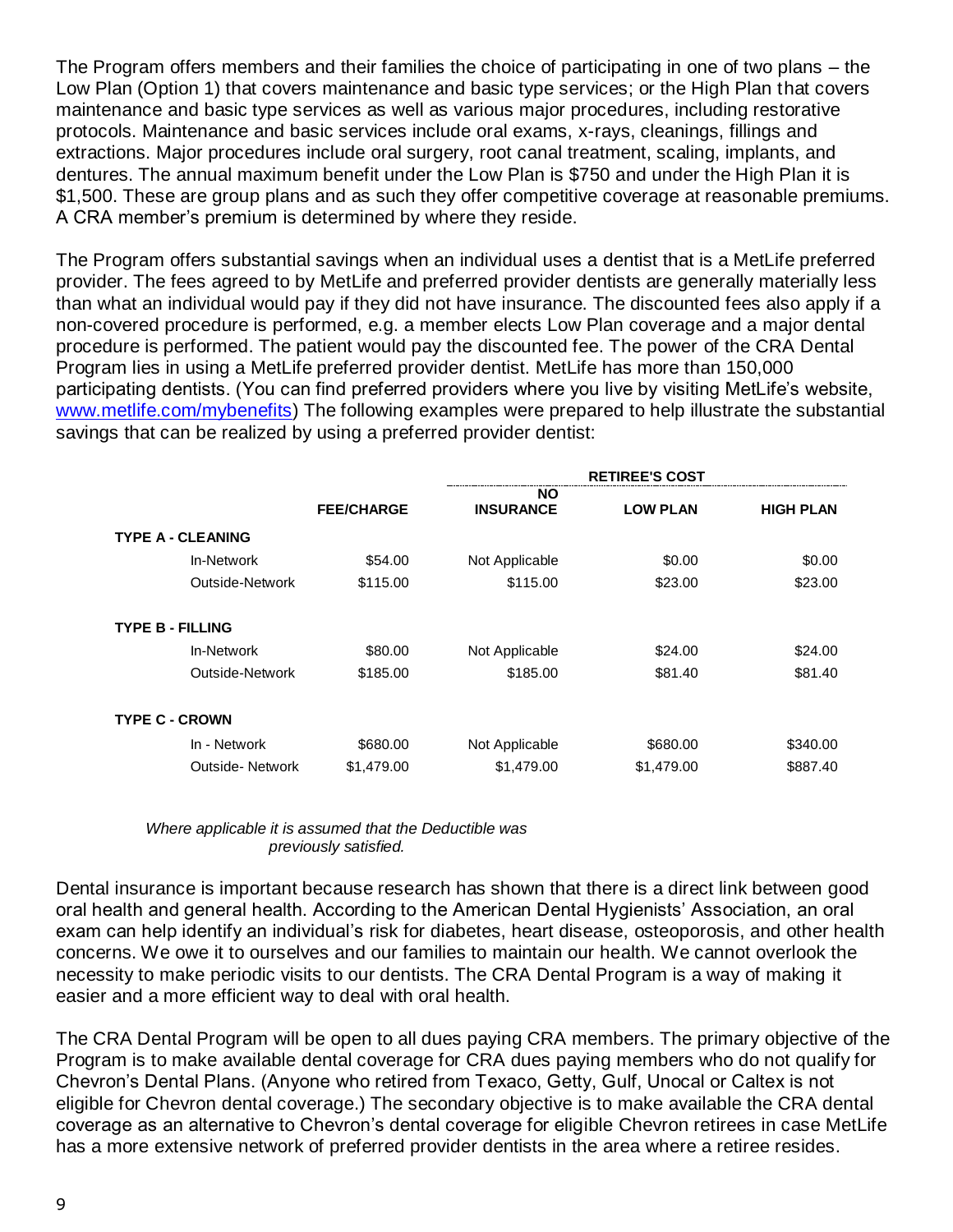The Program offers members and their families the choice of participating in one of two plans – the Low Plan (Option 1) that covers maintenance and basic type services; or the High Plan that covers maintenance and basic type services as well as various major procedures, including restorative protocols. Maintenance and basic services include oral exams, x-rays, cleanings, fillings and extractions. Major procedures include oral surgery, root canal treatment, scaling, implants, and dentures. The annual maximum benefit under the Low Plan is $750 and under the High Plan it is $1,500. These are group plans and as such they offer competitive coverage at reasonable premiums. A CRA member's premium is determined by where they reside.

The Program offers substantial savings when an individual uses a dentist that is a MetLife preferred provider. The fees agreed to by MetLife and preferred provider dentists are generally materially less than what an individual would pay if they did not have insurance. The discounted fees also apply if a non-covered procedure is performed, e.g. a member elects Low Plan coverage and a major dental procedure is performed. The patient would pay the discounted fee. The power of the CRA Dental Program lies in using a MetLife preferred provider dentist. MetLife has more than 150,000 participating dentists. (You can find preferred providers where you live by visiting MetLife's website, [www.metlife.com/mybenefits](http://www.metlife.com/mybenefits)) The following examples were prepared to help illustrate the substantial savings that can be realized by using a preferred provider dentist:

| | | RETIREE'S COST | | |
|---|---|---|---|---|
| | **FEE/CHARGE** | **NO INSURANCE** | **LOW PLAN** | **HIGH PLAN** |
| **TYPE A - CLEANING** | | | | |
| In-Network | $54.00 | Not Applicable | $0.00 | $0.00 |
| Outside-Network | $115.00 | $115.00 | $23.00 | $23.00 |
| **TYPE B - FILLING** | | | | |
| In-Network | $80.00 | Not Applicable | $24.00 | $24.00 |
| Outside-Network | $185.00 | $185.00 | $81.40 | $81.40 |
| **TYPE C - CROWN** | | | | |
| In - Network | $680.00 | Not Applicable | $680.00 | $340.00 |
| Outside- Network | $1,479.00 | $1,479.00 | $1,479.00 | $887.40 |

*Where applicable it is assumed that the Deductible was previously satisfied.*

Dental insurance is important because research has shown that there is a direct link between good oral health and general health. According to the American Dental Hygienists' Association, an oral exam can help identify an individual's risk for diabetes, heart disease, osteoporosis, and other health concerns. We owe it to ourselves and our families to maintain our health. We cannot overlook the necessity to make periodic visits to our dentists. The CRA Dental Program is a way of making it easier and a more efficient way to deal with oral health.

The CRA Dental Program will be open to all dues paying CRA members. The primary objective of the Program is to make available dental coverage for CRA dues paying members who do not qualify for Chevron's Dental Plans. (Anyone who retired from Texaco, Getty, Gulf, Unocal or Caltex is not eligible for Chevron dental coverage.) The secondary objective is to make available the CRA dental coverage as an alternative to Chevron's dental coverage for eligible Chevron retirees in case MetLife has a more extensive network of preferred provider dentists in the area where a retiree resides.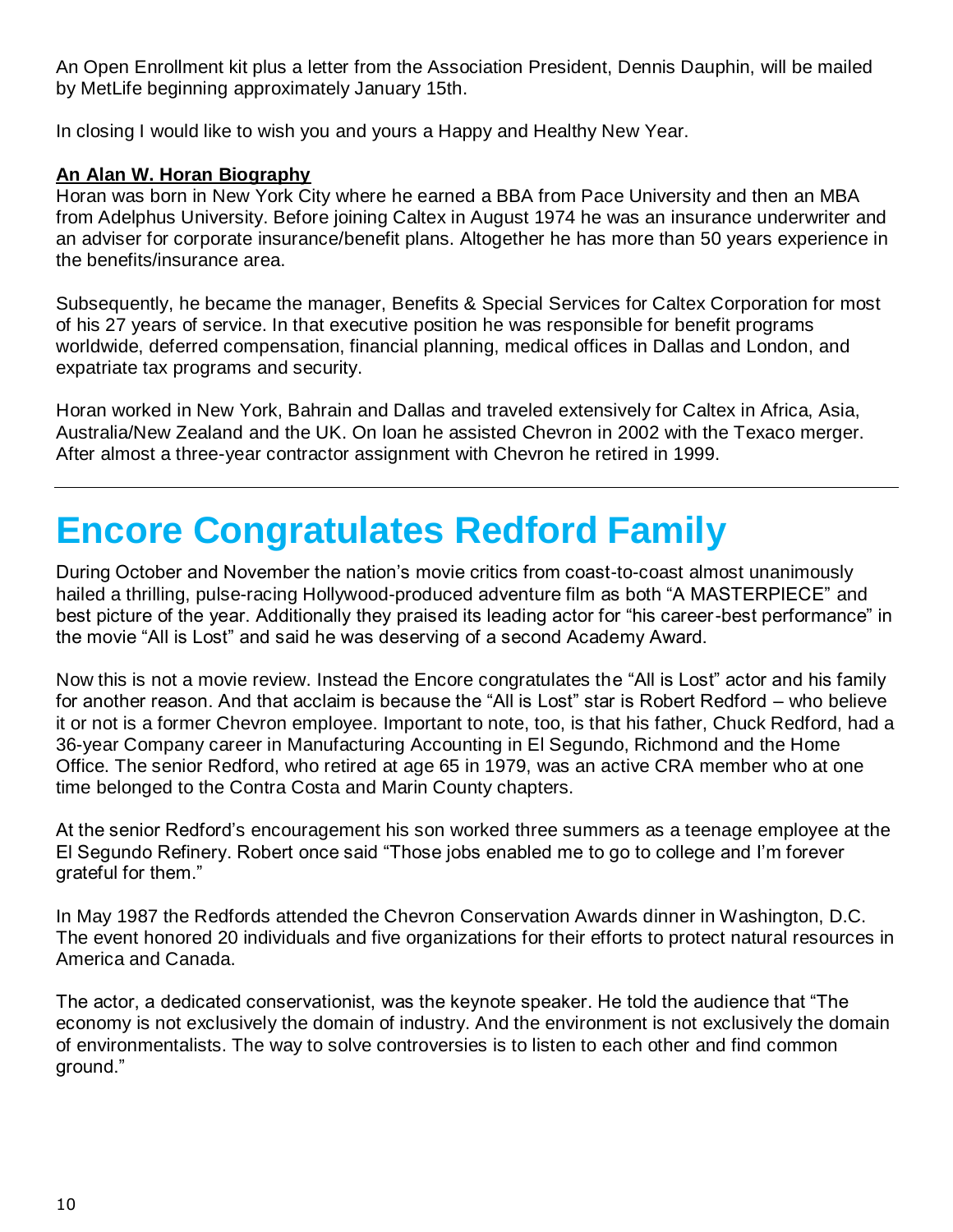An Open Enrollment kit plus a letter from the Association President, Dennis Dauphin, will be mailed by MetLife beginning approximately January 15th.

In closing I would like to wish you and yours a Happy and Healthy New Year.

**An Alan W. Horan Biography**

Horan was born in New York City where he earned a BBA from Pace University and then an MBA from Adelphus University. Before joining Caltex in August 1974 he was an insurance underwriter and an adviser for corporate insurance/benefit plans. Altogether he has more than 50 years experience in the benefits/insurance area.

Subsequently, he became the manager, Benefits & Special Services for Caltex Corporation for most of his 27 years of service. In that executive position he was responsible for benefit programs worldwide, deferred compensation, financial planning, medical offices in Dallas and London, and expatriate tax programs and security.

Horan worked in New York, Bahrain and Dallas and traveled extensively for Caltex in Africa, Asia, Australia/New Zealand and the UK. On loan he assisted Chevron in 2002 with the Texaco merger. After almost a three-year contractor assignment with Chevron he retired in 1999.

---

# Encore Congratulates Redford Family

During October and November the nation's movie critics from coast-to-coast almost unanimously hailed a thrilling, pulse-racing Hollywood-produced adventure film as both "A MASTERPIECE" and best picture of the year. Additionally they praised its leading actor for "his career-best performance" in the movie "All is Lost" and said he was deserving of a second Academy Award.

Now this is not a movie review. Instead the Encore congratulates the "All is Lost" actor and his family for another reason. And that acclaim is because the "All is Lost" star is Robert Redford – who believe it or not is a former Chevron employee. Important to note, too, is that his father, Chuck Redford, had a 36-year Company career in Manufacturing Accounting in El Segundo, Richmond and the Home Office. The senior Redford, who retired at age 65 in 1979, was an active CRA member who at one time belonged to the Contra Costa and Marin County chapters.

At the senior Redford's encouragement his son worked three summers as a teenage employee at the El Segundo Refinery. Robert once said "Those jobs enabled me to go to college and I'm forever grateful for them."

In May 1987 the Redfords attended the Chevron Conservation Awards dinner in Washington, D.C. The event honored 20 individuals and five organizations for their efforts to protect natural resources in America and Canada.

The actor, a dedicated conservationist, was the keynote speaker. He told the audience that "The economy is not exclusively the domain of industry. And the environment is not exclusively the domain of environmentalists. The way to solve controversies is to listen to each other and find common ground."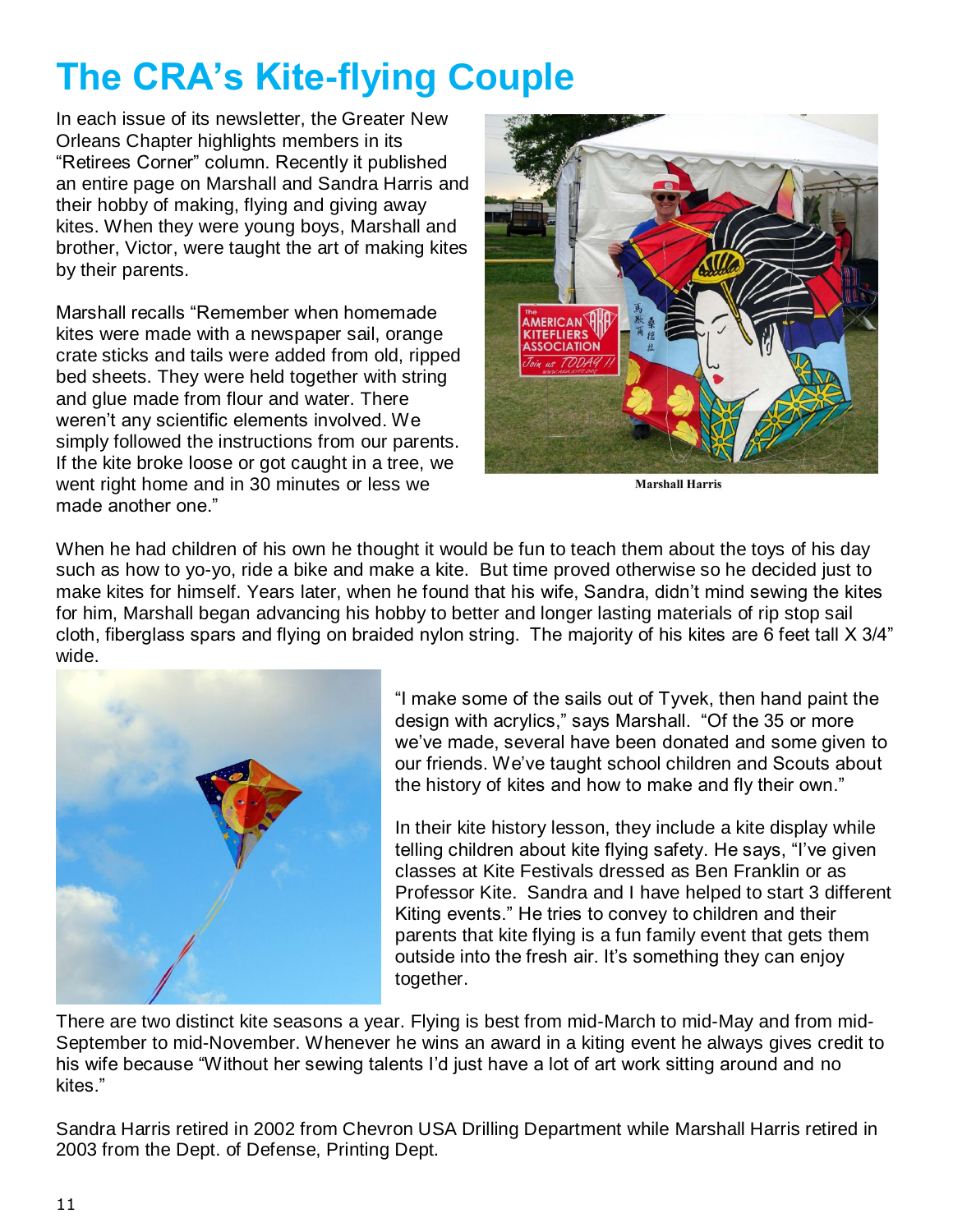# The CRA's Kite-flying Couple

In each issue of its newsletter, the Greater New Orleans Chapter highlights members in its "Retirees Corner" column. Recently it published an entire page on Marshall and Sandra Harris and their hobby of making, flying and giving away kites. When they were young boys, Marshall and brother, Victor, were taught the art of making kites by their parents.

Marshall recalls "Remember when homemade kites were made with a newspaper sail, orange crate sticks and tails were added from old, ripped bed sheets. They were held together with string and glue made from flour and water. There weren't any scientific elements involved. We simply followed the instructions from our parents. If the kite broke loose or got caught in a tree, we went right home and in 30 minutes or less we made another one."

Marshall Harris

When he had children of his own he thought it would be fun to teach them about the toys of his day such as how to yo-yo, ride a bike and make a kite. But time proved otherwise so he decided just to make kites for himself. Years later, when he found that his wife, Sandra, didn't mind sewing the kites for him, Marshall began advancing his hobby to better and longer lasting materials of rip stop sail cloth, fiberglass spars and flying on braided nylon string. The majority of his kites are 6 feet tall X 3/4" wide.

"I make some of the sails out of Tyvek, then hand paint the design with acrylics," says Marshall. "Of the 35 or more we've made, several have been donated and some given to our friends. We've taught school children and Scouts about the history of kites and how to make and fly their own."

In their kite history lesson, they include a kite display while telling children about kite flying safety. He says, "I've given classes at Kite Festivals dressed as Ben Franklin or as Professor Kite. Sandra and I have helped to start 3 different Kiting events." He tries to convey to children and their parents that kite flying is a fun family event that gets them outside into the fresh air. It's something they can enjoy together.

There are two distinct kite seasons a year. Flying is best from mid-March to mid-May and from mid-September to mid-November. Whenever he wins an award in a kiting event he always gives credit to his wife because "Without her sewing talents I'd just have a lot of art work sitting around and no kites."

Sandra Harris retired in 2002 from Chevron USA Drilling Department while Marshall Harris retired in 2003 from the Dept. of Defense, Printing Dept.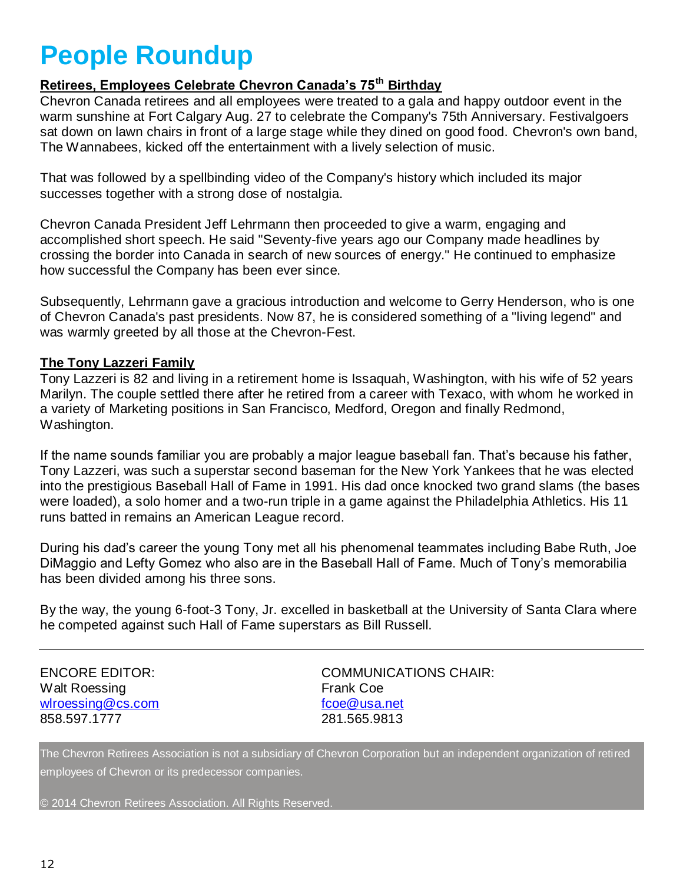# People Roundup

**Retirees, Employees Celebrate Chevron Canada's 75th Birthday**

Chevron Canada retirees and all employees were treated to a gala and happy outdoor event in the warm sunshine at Fort Calgary Aug. 27 to celebrate the Company's 75th Anniversary. Festivalgoers sat down on lawn chairs in front of a large stage while they dined on good food. Chevron's own band, The Wannabees, kicked off the entertainment with a lively selection of music.

That was followed by a spellbinding video of the Company's history which included its major successes together with a strong dose of nostalgia.

Chevron Canada President Jeff Lehrmann then proceeded to give a warm, engaging and accomplished short speech. He said "Seventy-five years ago our Company made headlines by crossing the border into Canada in search of new sources of energy." He continued to emphasize how successful the Company has been ever since.

Subsequently, Lehrmann gave a gracious introduction and welcome to Gerry Henderson, who is one of Chevron Canada's past presidents. Now 87, he is considered something of a "living legend" and was warmly greeted by all those at the Chevron-Fest.

**The Tony Lazzeri Family**

Tony Lazzeri is 82 and living in a retirement home is Issaquah, Washington, with his wife of 52 years Marilyn. The couple settled there after he retired from a career with Texaco, with whom he worked in a variety of Marketing positions in San Francisco, Medford, Oregon and finally Redmond, Washington.

If the name sounds familiar you are probably a major league baseball fan. That's because his father, Tony Lazzeri, was such a superstar second baseman for the New York Yankees that he was elected into the prestigious Baseball Hall of Fame in 1991. His dad once knocked two grand slams (the bases were loaded), a solo homer and a two-run triple in a game against the Philadelphia Athletics. His 11 runs batted in remains an American League record.

During his dad's career the young Tony met all his phenomenal teammates including Babe Ruth, Joe DiMaggio and Lefty Gomez who also are in the Baseball Hall of Fame. Much of Tony's memorabilia has been divided among his three sons.

By the way, the young 6-foot-3 Tony, Jr. excelled in basketball at the University of Santa Clara where he competed against such Hall of Fame superstars as Bill Russell.

---

ENCORE EDITOR:
Walt Roessing
wlroessing@cs.com
858.597.1777

COMMUNICATIONS CHAIR:
Frank Coe
fcoe@usa.net
281.565.9813

The Chevron Retirees Association is not a subsidiary of Chevron Corporation but an independent organization of retired employees of Chevron or its predecessor companies.

© 2014 Chevron Retirees Association. All Rights Reserved.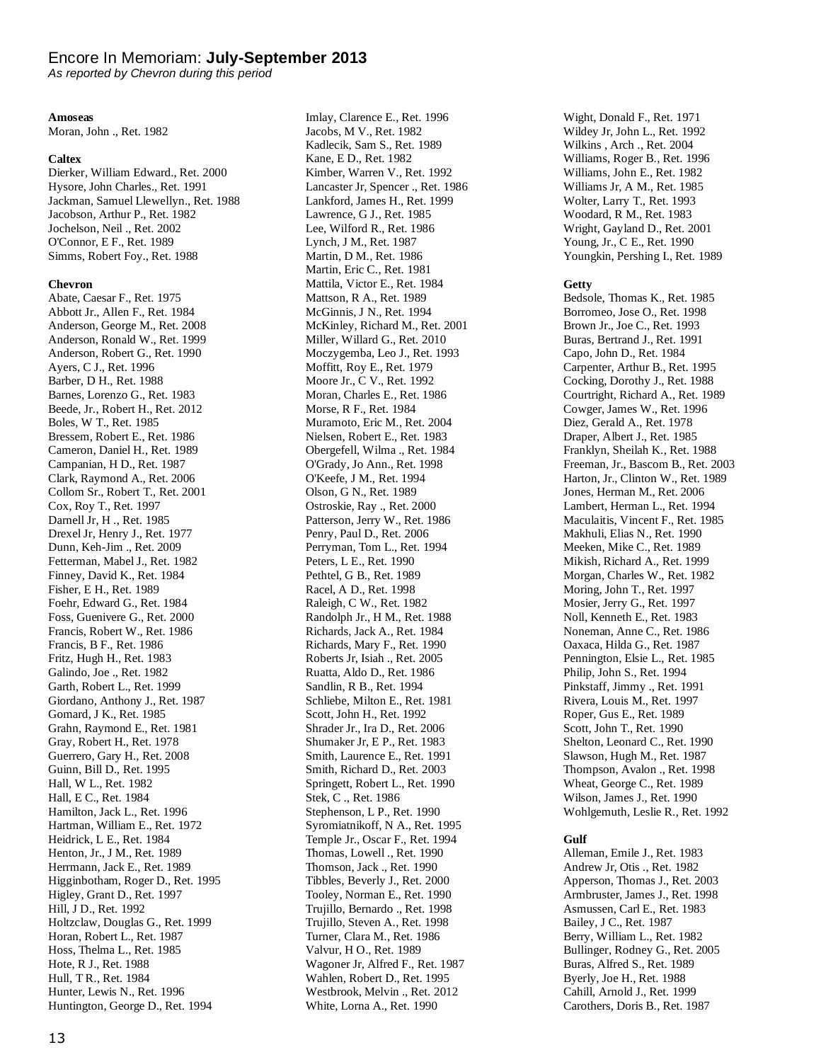# Encore In Memoriam: **July-September 2013**

*As reported by Chevron during this period*

**Amoseas**

Moran, John ., Ret. 1982

**Caltex**

Dierker, William Edward., Ret. 2000
Hysore, John Charles., Ret. 1991
Jackman, Samuel Llewellyn., Ret. 1988
Jacobson, Arthur P., Ret. 1982
Jochelson, Neil ., Ret. 2002
O'Connor, E F., Ret. 1989
Simms, Robert Foy., Ret. 1988

**Chevron**

Abate, Caesar F., Ret. 1975
Abbott Jr., Allen F., Ret. 1984
Anderson, George M., Ret. 2008
Anderson, Ronald W., Ret. 1999
Anderson, Robert G., Ret. 1990
Ayers, C J., Ret. 1996
Barber, D H., Ret. 1988
Barnes, Lorenzo G., Ret. 1983
Beede, Jr., Robert H., Ret. 2012
Boles, W T., Ret. 1985
Bressem, Robert E., Ret. 1986
Cameron, Daniel H., Ret. 1989
Campanian, H D., Ret. 1987
Clark, Raymond A., Ret. 2006
Collom Sr., Robert T., Ret. 2001
Cox, Roy T., Ret. 1997
Darnell Jr, H ., Ret. 1985
Drexel Jr, Henry J., Ret. 1977
Dunn, Keh-Jim ., Ret. 2009
Fetterman, Mabel J., Ret. 1982
Finney, David K., Ret. 1984
Fisher, E H., Ret. 1989
Foehr, Edward G., Ret. 1984
Foss, Guenivere G., Ret. 2000
Francis, Robert W., Ret. 1986
Francis, B F., Ret. 1986
Fritz, Hugh H., Ret. 1983
Galindo, Joe ., Ret. 1982
Garth, Robert L., Ret. 1999
Giordano, Anthony J., Ret. 1987
Gomard, J K., Ret. 1985
Grahn, Raymond E., Ret. 1981
Gray, Robert H., Ret. 1978
Guerrero, Gary H., Ret. 2008
Guinn, Bill D., Ret. 1995
Hall, W L., Ret. 1982
Hall, E C., Ret. 1984
Hamilton, Jack L., Ret. 1996
Hartman, William E., Ret. 1972
Heidrick, L E., Ret. 1984
Henton, Jr., J M., Ret. 1989
Herrmann, Jack E., Ret. 1989
Higginbotham, Roger D., Ret. 1995
Higley, Grant D., Ret. 1997
Hill, J D., Ret. 1992
Holtzclaw, Douglas G., Ret. 1999
Horan, Robert L., Ret. 1987
Hoss, Thelma L., Ret. 1985
Hote, R J., Ret. 1988
Hull, T R., Ret. 1984
Hunter, Lewis N., Ret. 1996
Huntington, George D., Ret. 1994
Imlay, Clarence E., Ret. 1996
Jacobs, M V., Ret. 1982
Kadlecik, Sam S., Ret. 1989
Kane, E D., Ret. 1982
Kimber, Warren V., Ret. 1992
Lancaster Jr, Spencer ., Ret. 1986
Lankford, James H., Ret. 1999
Lawrence, G J., Ret. 1985
Lee, Wilford R., Ret. 1986
Lynch, J M., Ret. 1987
Martin, D M., Ret. 1986
Martin, Eric C., Ret. 1981
Mattila, Victor E., Ret. 1984
Mattson, R A., Ret. 1989
McGinnis, J N., Ret. 1994
McKinley, Richard M., Ret. 2001
Miller, Willard G., Ret. 2010
Moczygemba, Leo J., Ret. 1993
Moffitt, Roy E., Ret. 1979
Moore Jr., C V., Ret. 1992
Moran, Charles E., Ret. 1986
Morse, R F., Ret. 1984
Muramoto, Eric M., Ret. 2004
Nielsen, Robert E., Ret. 1983
Obergefell, Wilma ., Ret. 1984
O'Grady, Jo Ann., Ret. 1998
O'Keefe, J M., Ret. 1994
Olson, G N., Ret. 1989
Ostroskie, Ray ., Ret. 2000
Patterson, Jerry W., Ret. 1986
Penry, Paul D., Ret. 2006
Perryman, Tom L., Ret. 1994
Peters, L E., Ret. 1990
Pethtel, G B., Ret. 1989
Racel, A D., Ret. 1998
Raleigh, C W., Ret. 1982
Randolph Jr., H M., Ret. 1988
Richards, Jack A., Ret. 1984
Richards, Mary F., Ret. 1990
Roberts Jr, Isiah ., Ret. 2005
Ruatta, Aldo D., Ret. 1986
Sandlin, R B., Ret. 1994
Schliebe, Milton E., Ret. 1981
Scott, John H., Ret. 1992
Shrader Jr., Ira D., Ret. 2006
Shumaker Jr, E P., Ret. 1983
Smith, Laurence E., Ret. 1991
Smith, Richard D., Ret. 2003
Springett, Robert L., Ret. 1990
Stek, C ., Ret. 1986
Stephenson, L P., Ret. 1990
Syromiatnikoff, N A., Ret. 1995
Temple Jr., Oscar F., Ret. 1994
Thomas, Lowell ., Ret. 1990
Thomson, Jack ., Ret. 1990
Tibbles, Beverly J., Ret. 2000
Tooley, Norman E., Ret. 1990
Trujillo, Bernardo ., Ret. 1998
Trujillo, Steven A., Ret. 1998
Turner, Clara M., Ret. 1986
Valvur, H O., Ret. 1989
Wagoner Jr, Alfred F., Ret. 1987
Wahlen, Robert D., Ret. 1995
Westbrook, Melvin ., Ret. 2012
White, Lorna A., Ret. 1990
Wight, Donald F., Ret. 1971
Wildey Jr, John L., Ret. 1992
Wilkins , Arch ., Ret. 2004
Williams, Roger B., Ret. 1996
Williams, John E., Ret. 1982
Williams Jr, A M., Ret. 1985
Wolter, Larry T., Ret. 1993
Woodard, R M., Ret. 1983
Wright, Gayland D., Ret. 2001
Young, Jr., C E., Ret. 1990
Youngkin, Pershing I., Ret. 1989

**Getty**

Bedsole, Thomas K., Ret. 1985
Borromeo, Jose O., Ret. 1998
Brown Jr., Joe C., Ret. 1993
Buras, Bertrand J., Ret. 1991
Capo, John D., Ret. 1984
Carpenter, Arthur B., Ret. 1995
Cocking, Dorothy J., Ret. 1988
Courtright, Richard A., Ret. 1989
Cowger, James W., Ret. 1996
Diez, Gerald A., Ret. 1978
Draper, Albert J., Ret. 1985
Franklyn, Sheilah K., Ret. 1988
Freeman, Jr., Bascom B., Ret. 2003
Harton, Jr., Clinton W., Ret. 1989
Jones, Herman M., Ret. 2006
Lambert, Herman L., Ret. 1994
Maculaitis, Vincent F., Ret. 1985
Makhuli, Elias N., Ret. 1990
Meeken, Mike C., Ret. 1989
Mikish, Richard A., Ret. 1999
Morgan, Charles W., Ret. 1982
Moring, John T., Ret. 1997
Mosier, Jerry G., Ret. 1997
Noll, Kenneth E., Ret. 1983
Noneman, Anne C., Ret. 1986
Oaxaca, Hilda G., Ret. 1987
Pennington, Elsie L., Ret. 1985
Philip, John S., Ret. 1994
Pinkstaff, Jimmy ., Ret. 1991
Rivera, Louis M., Ret. 1997
Roper, Gus E., Ret. 1989
Scott, John T., Ret. 1990
Shelton, Leonard C., Ret. 1990
Slawson, Hugh M., Ret. 1987
Thompson, Avalon ., Ret. 1998
Wheat, George C., Ret. 1989
Wilson, James J., Ret. 1990
Wohlgemuth, Leslie R., Ret. 1992

**Gulf**

Alleman, Emile J., Ret. 1983
Andrew Jr, Otis ., Ret. 1982
Apperson, Thomas J., Ret. 2003
Armbruster, James J., Ret. 1998
Asmussen, Carl E., Ret. 1983
Bailey, J C., Ret. 1987
Berry, William L., Ret. 1982
Bullinger, Rodney G., Ret. 2005
Buras, Alfred S., Ret. 1989
Byerly, Joe H., Ret. 1988
Cahill, Arnold J., Ret. 1999
Carothers, Doris B., Ret. 1987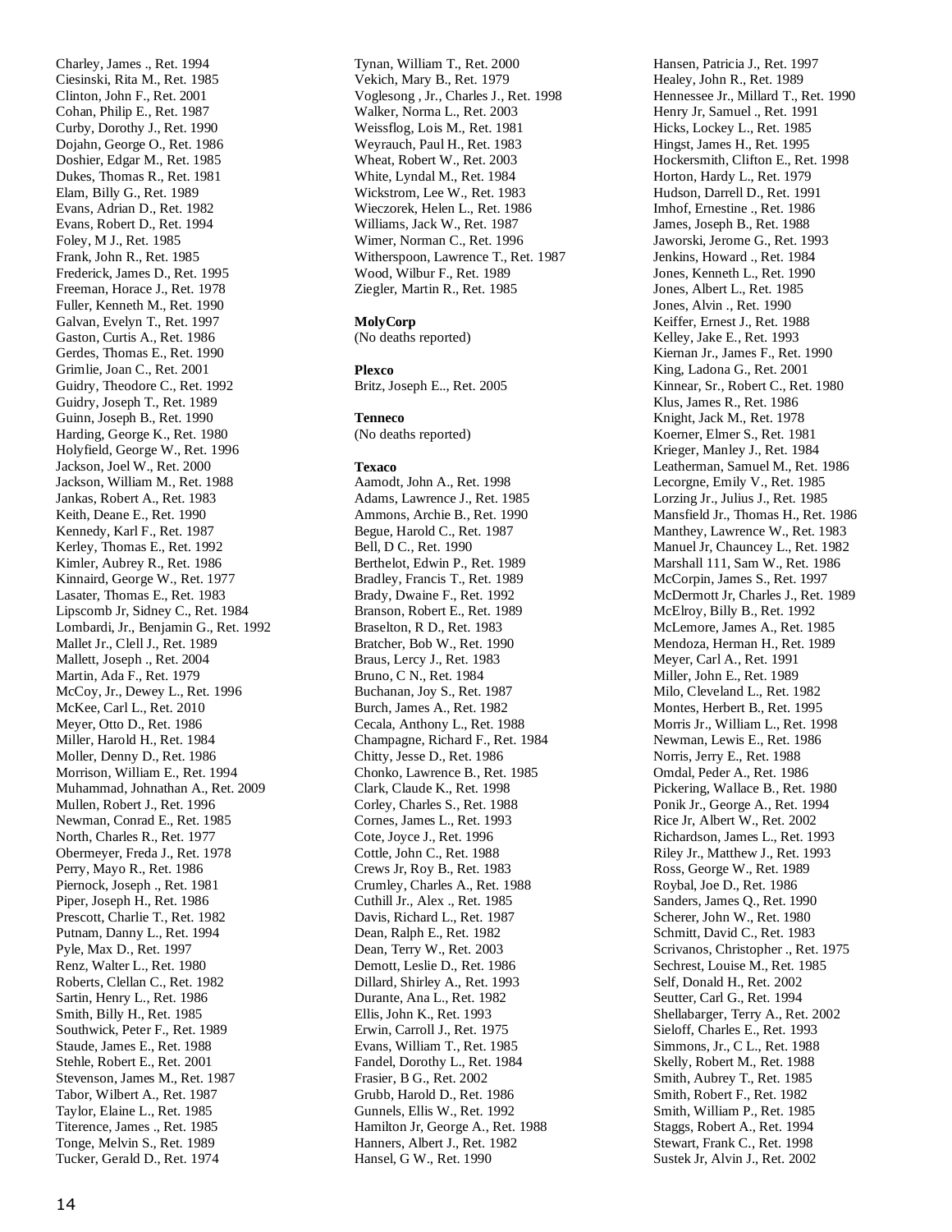Charley, James ., Ret. 1994
Ciesinski, Rita M., Ret. 1985
Clinton, John F., Ret. 2001
Cohan, Philip E., Ret. 1987
Curby, Dorothy J., Ret. 1990
Dojahn, George O., Ret. 1986
Doshier, Edgar M., Ret. 1985
Dukes, Thomas R., Ret. 1981
Elam, Billy G., Ret. 1989
Evans, Adrian D., Ret. 1982
Evans, Robert D., Ret. 1994
Foley, M J., Ret. 1985
Frank, John R., Ret. 1985
Frederick, James D., Ret. 1995
Freeman, Horace J., Ret. 1978
Fuller, Kenneth M., Ret. 1990
Galvan, Evelyn T., Ret. 1997
Gaston, Curtis A., Ret. 1986
Gerdes, Thomas E., Ret. 1990
Grimlie, Joan C., Ret. 2001
Guidry, Theodore C., Ret. 1992
Guidry, Joseph T., Ret. 1989
Guinn, Joseph B., Ret. 1990
Harding, George K., Ret. 1980
Holyfield, George W., Ret. 1996
Jackson, Joel W., Ret. 2000
Jackson, William M., Ret. 1988
Jankas, Robert A., Ret. 1983
Keith, Deane E., Ret. 1990
Kennedy, Karl F., Ret. 1987
Kerley, Thomas E., Ret. 1992
Kimler, Aubrey R., Ret. 1986
Kinnaird, George W., Ret. 1977
Lasater, Thomas E., Ret. 1983
Lipscomb Jr, Sidney C., Ret. 1984
Lombardi, Jr., Benjamin G., Ret. 1992
Mallet Jr., Clell J., Ret. 1989
Mallett, Joseph ., Ret. 2004
Martin, Ada F., Ret. 1979
McCoy, Jr., Dewey L., Ret. 1996
McKee, Carl L., Ret. 2010
Meyer, Otto D., Ret. 1986
Miller, Harold H., Ret. 1984
Moller, Denny D., Ret. 1986
Morrison, William E., Ret. 1994
Muhammad, Johnathan A., Ret. 2009
Mullen, Robert J., Ret. 1996
Newman, Conrad E., Ret. 1985
North, Charles R., Ret. 1977
Obermeyer, Freda J., Ret. 1978
Perry, Mayo R., Ret. 1986
Piernock, Joseph ., Ret. 1981
Piper, Joseph H., Ret. 1986
Prescott, Charlie T., Ret. 1982
Putnam, Danny L., Ret. 1994
Pyle, Max D., Ret. 1997
Renz, Walter L., Ret. 1980
Roberts, Clellan C., Ret. 1982
Sartin, Henry L., Ret. 1986
Smith, Billy H., Ret. 1985
Southwick, Peter F., Ret. 1989
Staude, James E., Ret. 1988
Stehle, Robert E., Ret. 2001
Stevenson, James M., Ret. 1987
Tabor, Wilbert A., Ret. 1987
Taylor, Elaine L., Ret. 1985
Titerence, James ., Ret. 1985
Tonge, Melvin S., Ret. 1989
Tucker, Gerald D., Ret. 1974
Tynan, William T., Ret. 2000
Vekich, Mary B., Ret. 1979
Voglesong , Jr., Charles J., Ret. 1998
Walker, Norma L., Ret. 2003
Weissflog, Lois M., Ret. 1981
Weyrauch, Paul H., Ret. 1983
Wheat, Robert W., Ret. 2003
White, Lyndal M., Ret. 1984
Wickstrom, Lee W., Ret. 1983
Wieczorek, Helen L., Ret. 1986
Williams, Jack W., Ret. 1987
Wimer, Norman C., Ret. 1996
Witherspoon, Lawrence T., Ret. 1987
Wood, Wilbur F., Ret. 1989
Ziegler, Martin R., Ret. 1985

**MolyCorp**
(No deaths reported)

**Plexco**
Britz, Joseph E.., Ret. 2005

**Tenneco**
(No deaths reported)

**Texaco**
Aamodt, John A., Ret. 1998
Adams, Lawrence J., Ret. 1985
Ammons, Archie B., Ret. 1990
Begue, Harold C., Ret. 1987
Bell, D C., Ret. 1990
Berthelot, Edwin P., Ret. 1989
Bradley, Francis T., Ret. 1989
Brady, Dwaine F., Ret. 1992
Branson, Robert E., Ret. 1989
Braselton, R D., Ret. 1983
Bratcher, Bob W., Ret. 1990
Braus, Lercy J., Ret. 1983
Bruno, C N., Ret. 1984
Buchanan, Joy S., Ret. 1987
Burch, James A., Ret. 1982
Cecala, Anthony L., Ret. 1988
Champagne, Richard F., Ret. 1984
Chitty, Jesse D., Ret. 1986
Chonko, Lawrence B., Ret. 1985
Clark, Claude K., Ret. 1998
Corley, Charles S., Ret. 1988
Cornes, James L., Ret. 1993
Cote, Joyce J., Ret. 1996
Cottle, John C., Ret. 1988
Crews Jr, Roy B., Ret. 1983
Crumley, Charles A., Ret. 1988
Cuthill Jr., Alex ., Ret. 1985
Davis, Richard L., Ret. 1987
Dean, Ralph E., Ret. 1982
Dean, Terry W., Ret. 2003
Demott, Leslie D., Ret. 1986
Dillard, Shirley A., Ret. 1993
Durante, Ana L., Ret. 1982
Ellis, John K., Ret. 1993
Erwin, Carroll J., Ret. 1975
Evans, William T., Ret. 1985
Fandel, Dorothy L., Ret. 1984
Frasier, B G., Ret. 2002
Grubb, Harold D., Ret. 1986
Gunnels, Ellis W., Ret. 1992
Hamilton Jr, George A., Ret. 1988
Hanners, Albert J., Ret. 1982
Hansel, G W., Ret. 1990
Hansen, Patricia J., Ret. 1997
Healey, John R., Ret. 1989
Hennessee Jr., Millard T., Ret. 1990
Henry Jr, Samuel ., Ret. 1991
Hicks, Lockey L., Ret. 1985
Hingst, James H., Ret. 1995
Hockersmith, Clifton E., Ret. 1998
Horton, Hardy L., Ret. 1979
Hudson, Darrell D., Ret. 1991
Imhof, Ernestine ., Ret. 1986
James, Joseph B., Ret. 1988
Jaworski, Jerome G., Ret. 1993
Jenkins, Howard ., Ret. 1984
Jones, Kenneth L., Ret. 1990
Jones, Albert L., Ret. 1985
Jones, Alvin ., Ret. 1990
Keiffer, Ernest J., Ret. 1988
Kelley, Jake E., Ret. 1993
Kiernan Jr., James F., Ret. 1990
King, Ladona G., Ret. 2001
Kinnear, Sr., Robert C., Ret. 1980
Klus, James R., Ret. 1986
Knight, Jack M., Ret. 1978
Koerner, Elmer S., Ret. 1981
Krieger, Manley J., Ret. 1984
Leatherman, Samuel M., Ret. 1986
Lecorgne, Emily V., Ret. 1985
Lorzing Jr., Julius J., Ret. 1985
Mansfield Jr., Thomas H., Ret. 1986
Manthey, Lawrence W., Ret. 1983
Manuel Jr, Chauncey L., Ret. 1982
Marshall 111, Sam W., Ret. 1986
McCorpin, James S., Ret. 1997
McDermott Jr, Charles J., Ret. 1989
McElroy, Billy B., Ret. 1992
McLemore, James A., Ret. 1985
Mendoza, Herman H., Ret. 1989
Meyer, Carl A., Ret. 1991
Miller, John E., Ret. 1989
Milo, Cleveland L., Ret. 1982
Montes, Herbert B., Ret. 1995
Morris Jr., William L., Ret. 1998
Newman, Lewis E., Ret. 1986
Norris, Jerry E., Ret. 1988
Omdal, Peder A., Ret. 1986
Pickering, Wallace B., Ret. 1980
Ponik Jr., George A., Ret. 1994
Rice Jr, Albert W., Ret. 2002
Richardson, James L., Ret. 1993
Riley Jr., Matthew J., Ret. 1993
Ross, George W., Ret. 1989
Roybal, Joe D., Ret. 1986
Sanders, James Q., Ret. 1990
Scherer, John W., Ret. 1980
Schmitt, David C., Ret. 1983
Scrivanos, Christopher ., Ret. 1975
Sechrest, Louise M., Ret. 1985
Self, Donald H., Ret. 2002
Seutter, Carl G., Ret. 1994
Shellabarger, Terry A., Ret. 2002
Sieloff, Charles E., Ret. 1993
Simmons, Jr., C L., Ret. 1988
Skelly, Robert M., Ret. 1988
Smith, Aubrey T., Ret. 1985
Smith, Robert F., Ret. 1982
Smith, William P., Ret. 1985
Staggs, Robert A., Ret. 1994
Stewart, Frank C., Ret. 1998
Sustek Jr, Alvin J., Ret. 2002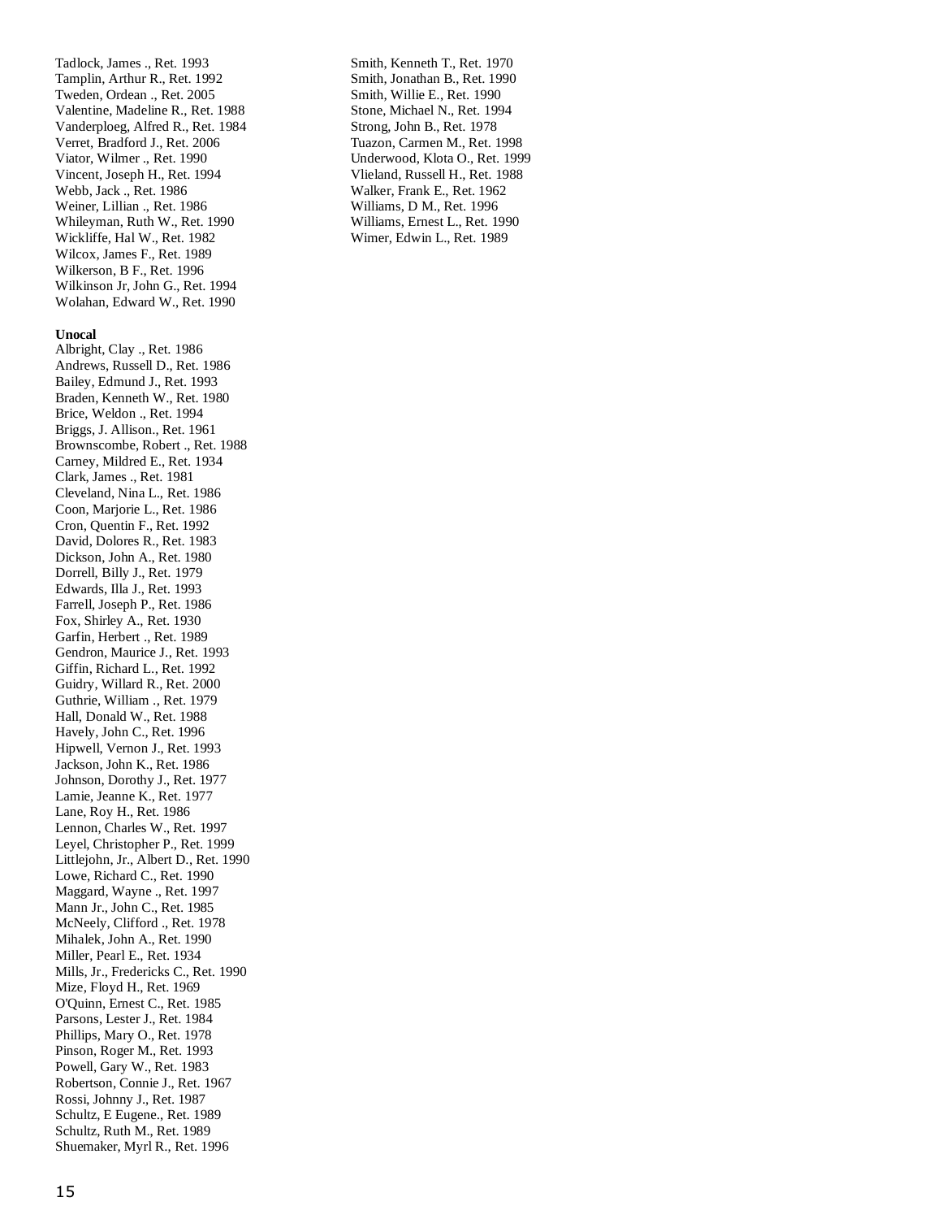Tadlock, James ., Ret. 1993
Tamplin, Arthur R., Ret. 1992
Tweden, Ordean ., Ret. 2005
Valentine, Madeline R., Ret. 1988
Vanderploeg, Alfred R., Ret. 1984
Verret, Bradford J., Ret. 2006
Viator, Wilmer ., Ret. 1990
Vincent, Joseph H., Ret. 1994
Webb, Jack ., Ret. 1986
Weiner, Lillian ., Ret. 1986
Whileyman, Ruth W., Ret. 1990
Wickliffe, Hal W., Ret. 1982
Wilcox, James F., Ret. 1989
Wilkerson, B F., Ret. 1996
Wilkinson Jr, John G., Ret. 1994
Wolahan, Edward W., Ret. 1990

**Unocal**
Albright, Clay ., Ret. 1986
Andrews, Russell D., Ret. 1986
Bailey, Edmund J., Ret. 1993
Braden, Kenneth W., Ret. 1980
Brice, Weldon ., Ret. 1994
Briggs, J. Allison., Ret. 1961
Brownscombe, Robert ., Ret. 1988
Carney, Mildred E., Ret. 1934
Clark, James ., Ret. 1981
Cleveland, Nina L., Ret. 1986
Coon, Marjorie L., Ret. 1986
Cron, Quentin F., Ret. 1992
David, Dolores R., Ret. 1983
Dickson, John A., Ret. 1980
Dorrell, Billy J., Ret. 1979
Edwards, Illa J., Ret. 1993
Farrell, Joseph P., Ret. 1986
Fox, Shirley A., Ret. 1930
Garfin, Herbert ., Ret. 1989
Gendron, Maurice J., Ret. 1993
Giffin, Richard L., Ret. 1992
Guidry, Willard R., Ret. 2000
Guthrie, William ., Ret. 1979
Hall, Donald W., Ret. 1988
Havely, John C., Ret. 1996
Hipwell, Vernon J., Ret. 1993
Jackson, John K., Ret. 1986
Johnson, Dorothy J., Ret. 1977
Lamie, Jeanne K., Ret. 1977
Lane, Roy H., Ret. 1986
Lennon, Charles W., Ret. 1997
Leyel, Christopher P., Ret. 1999
Littlejohn, Jr., Albert D., Ret. 1990
Lowe, Richard C., Ret. 1990
Maggard, Wayne ., Ret. 1997
Mann Jr., John C., Ret. 1985
McNeely, Clifford ., Ret. 1978
Mihalek, John A., Ret. 1990
Miller, Pearl E., Ret. 1934
Mills, Jr., Fredericks C., Ret. 1990
Mize, Floyd H., Ret. 1969
O'Quinn, Ernest C., Ret. 1985
Parsons, Lester J., Ret. 1984
Phillips, Mary O., Ret. 1978
Pinson, Roger M., Ret. 1993
Powell, Gary W., Ret. 1983
Robertson, Connie J., Ret. 1967
Rossi, Johnny J., Ret. 1987
Schultz, E Eugene., Ret. 1989
Schultz, Ruth M., Ret. 1989
Shuemaker, Myrl R., Ret. 1996
Smith, Kenneth T., Ret. 1970
Smith, Jonathan B., Ret. 1990
Smith, Willie E., Ret. 1990
Stone, Michael N., Ret. 1994
Strong, John B., Ret. 1978
Tuazon, Carmen M., Ret. 1998
Underwood, Klota O., Ret. 1999
Vlieland, Russell H., Ret. 1988
Walker, Frank E., Ret. 1962
Williams, D M., Ret. 1996
Williams, Ernest L., Ret. 1990
Wimer, Edwin L., Ret. 1989